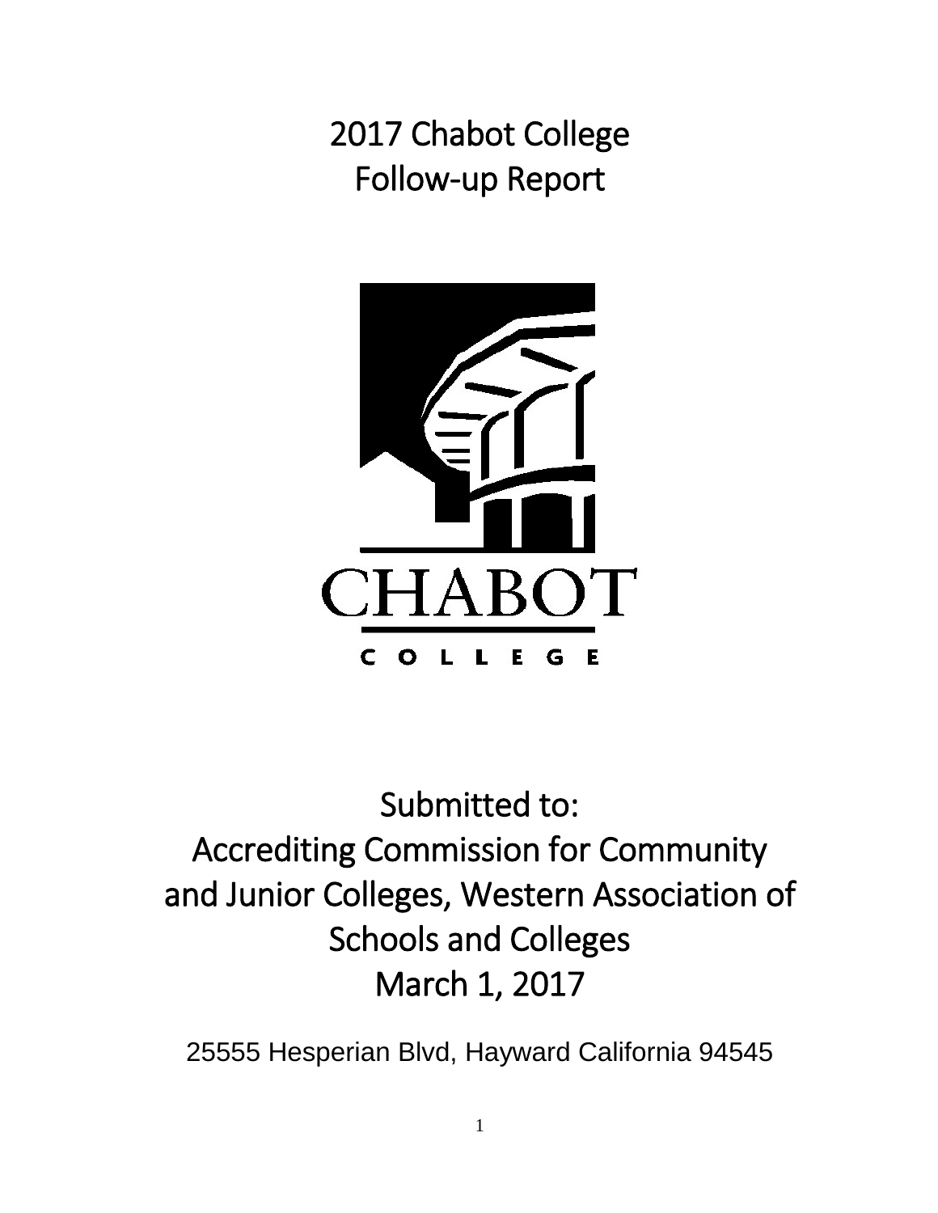# 2017 Chabot College Follow-up Report

CHABOT COLLEGE

## Submitted to: Accrediting Commission for Community and Junior Colleges, Western Association of Schools and Colleges March 1, 2017

25555 Hesperian Blvd, Hayward California 94545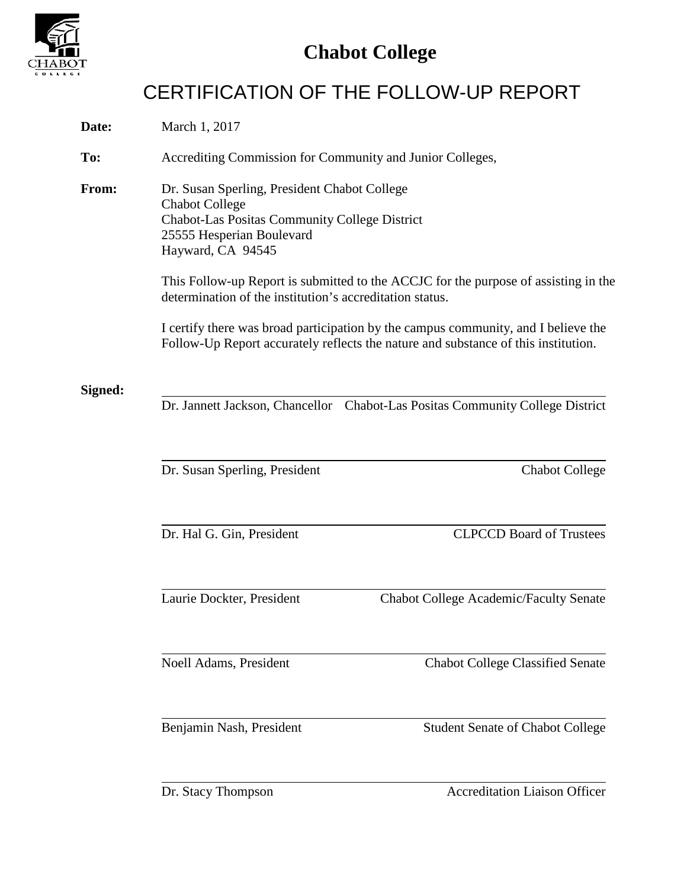# Chabot College

## CERTIFICATION OF THE FOLLOW-UP REPORT

**Date:** March 1, 2017

**To:** Accrediting Commission for Community and Junior Colleges,

**From:** Dr. Susan Sperling, President Chabot College
Chabot College
Chabot-Las Positas Community College District
25555 Hesperian Boulevard
Hayward, CA 94545

This Follow-up Report is submitted to the ACCJC for the purpose of assisting in the determination of the institution's accreditation status.

I certify there was broad participation by the campus community, and I believe the Follow-Up Report accurately reflects the nature and substance of this institution.

**Signed:**

_______________________________________________
Dr. Jannett Jackson, Chancellor — Chabot-Las Positas Community College District

_______________________________________________
Dr. Susan Sperling, President — Chabot College

_______________________________________________
Dr. Hal G. Gin, President — CLPCCD Board of Trustees

_______________________________________________
Laurie Dockter, President — Chabot College Academic/Faculty Senate

_______________________________________________
Noell Adams, President — Chabot College Classified Senate

_______________________________________________
Benjamin Nash, President — Student Senate of Chabot College

_______________________________________________
Dr. Stacy Thompson — Accreditation Liaison Officer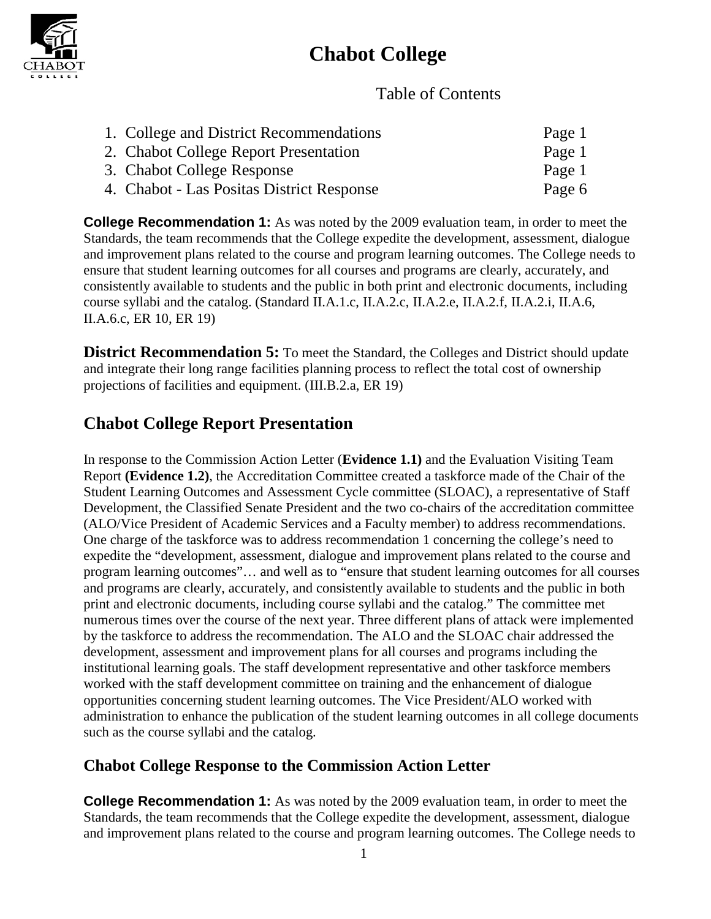# Chabot College

Table of Contents

1. College and District Recommendations Page 1
2. Chabot College Report Presentation Page 1
3. Chabot College Response Page 1
4. Chabot - Las Positas District Response Page 6

**College Recommendation 1:** As was noted by the 2009 evaluation team, in order to meet the Standards, the team recommends that the College expedite the development, assessment, dialogue and improvement plans related to the course and program learning outcomes. The College needs to ensure that student learning outcomes for all courses and programs are clearly, accurately, and consistently available to students and the public in both print and electronic documents, including course syllabi and the catalog. (Standard II.A.1.c, II.A.2.c, II.A.2.e, II.A.2.f, II.A.2.i, II.A.6, II.A.6.c, ER 10, ER 19)

**District Recommendation 5:** To meet the Standard, the Colleges and District should update and integrate their long range facilities planning process to reflect the total cost of ownership projections of facilities and equipment. (III.B.2.a, ER 19)

## Chabot College Report Presentation

In response to the Commission Action Letter (**Evidence 1.1)** and the Evaluation Visiting Team Report **(Evidence 1.2)**, the Accreditation Committee created a taskforce made of the Chair of the Student Learning Outcomes and Assessment Cycle committee (SLOAC), a representative of Staff Development, the Classified Senate President and the two co-chairs of the accreditation committee (ALO/Vice President of Academic Services and a Faculty member) to address recommendations. One charge of the taskforce was to address recommendation 1 concerning the college's need to expedite the "development, assessment, dialogue and improvement plans related to the course and program learning outcomes"… and well as to "ensure that student learning outcomes for all courses and programs are clearly, accurately, and consistently available to students and the public in both print and electronic documents, including course syllabi and the catalog." The committee met numerous times over the course of the next year. Three different plans of attack were implemented by the taskforce to address the recommendation. The ALO and the SLOAC chair addressed the development, assessment and improvement plans for all courses and programs including the institutional learning goals. The staff development representative and other taskforce members worked with the staff development committee on training and the enhancement of dialogue opportunities concerning student learning outcomes. The Vice President/ALO worked with administration to enhance the publication of the student learning outcomes in all college documents such as the course syllabi and the catalog.

### Chabot College Response to the Commission Action Letter

**College Recommendation 1:** As was noted by the 2009 evaluation team, in order to meet the Standards, the team recommends that the College expedite the development, assessment, dialogue and improvement plans related to the course and program learning outcomes. The College needs to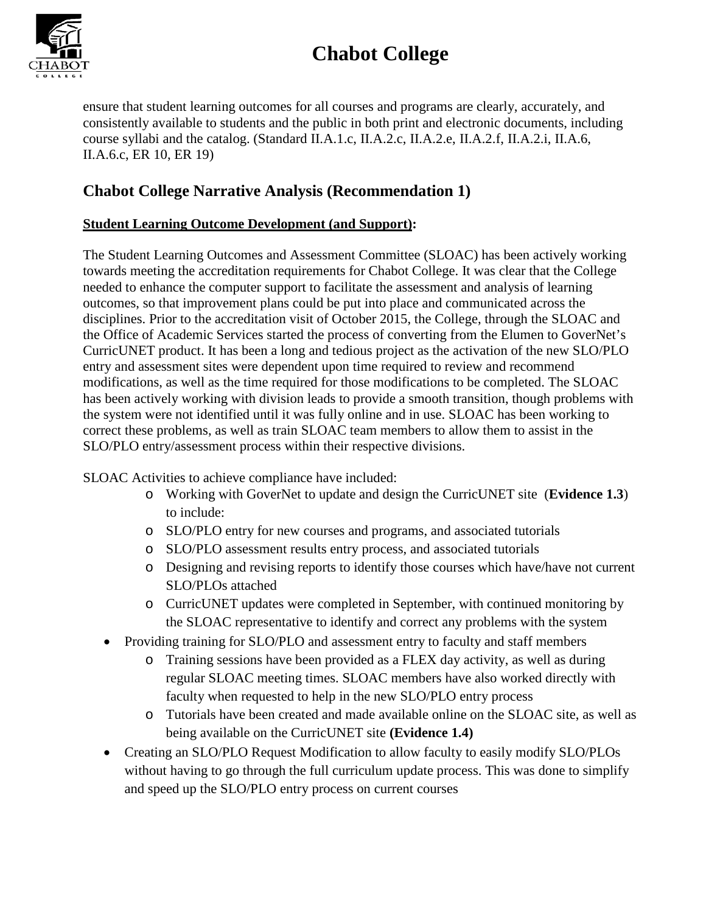ensure that student learning outcomes for all courses and programs are clearly, accurately, and consistently available to students and the public in both print and electronic documents, including course syllabi and the catalog. (Standard II.A.1.c, II.A.2.c, II.A.2.e, II.A.2.f, II.A.2.i, II.A.6, II.A.6.c, ER 10, ER 19)

## Chabot College Narrative Analysis (Recommendation 1)

**Student Learning Outcome Development (and Support):**

The Student Learning Outcomes and Assessment Committee (SLOAC) has been actively working towards meeting the accreditation requirements for Chabot College. It was clear that the College needed to enhance the computer support to facilitate the assessment and analysis of learning outcomes, so that improvement plans could be put into place and communicated across the disciplines. Prior to the accreditation visit of October 2015, the College, through the SLOAC and the Office of Academic Services started the process of converting from the Elumen to GoverNet's CurricUNET product. It has been a long and tedious project as the activation of the new SLO/PLO entry and assessment sites were dependent upon time required to review and recommend modifications, as well as the time required for those modifications to be completed. The SLOAC has been actively working with division leads to provide a smooth transition, though problems with the system were not identified until it was fully online and in use. SLOAC has been working to correct these problems, as well as train SLOAC team members to allow them to assist in the SLO/PLO entry/assessment process within their respective divisions.

SLOAC Activities to achieve compliance have included:

- Working with GoverNet to update and design the CurricUNET site (**Evidence 1.3**) to include:
- SLO/PLO entry for new courses and programs, and associated tutorials
- SLO/PLO assessment results entry process, and associated tutorials
- Designing and revising reports to identify those courses which have/have not current SLO/PLOs attached
- CurricUNET updates were completed in September, with continued monitoring by the SLOAC representative to identify and correct any problems with the system

- Providing training for SLO/PLO and assessment entry to faculty and staff members
  - Training sessions have been provided as a FLEX day activity, as well as during regular SLOAC meeting times. SLOAC members have also worked directly with faculty when requested to help in the new SLO/PLO entry process
  - Tutorials have been created and made available online on the SLOAC site, as well as being available on the CurricUNET site **(Evidence 1.4)**
- Creating an SLO/PLO Request Modification to allow faculty to easily modify SLO/PLOs without having to go through the full curriculum update process. This was done to simplify and speed up the SLO/PLO entry process on current courses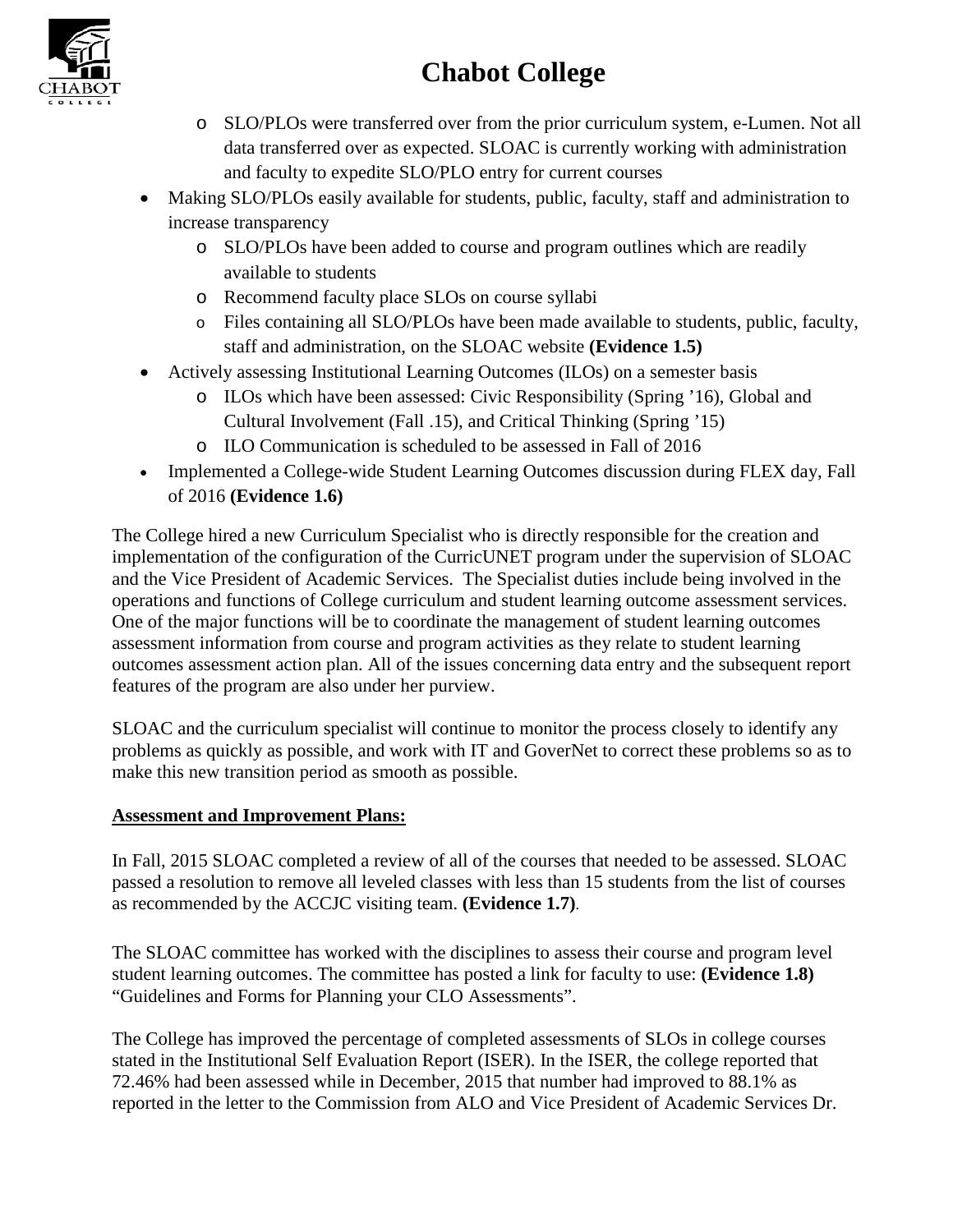- SLO/PLOs were transferred over from the prior curriculum system, e-Lumen. Not all data transferred over as expected. SLOAC is currently working with administration and faculty to expedite SLO/PLO entry for current courses
- Making SLO/PLOs easily available for students, public, faculty, staff and administration to increase transparency
    - SLO/PLOs have been added to course and program outlines which are readily available to students
    - Recommend faculty place SLOs on course syllabi
    - Files containing all SLO/PLOs have been made available to students, public, faculty, staff and administration, on the SLOAC website **(Evidence 1.5)**
- Actively assessing Institutional Learning Outcomes (ILOs) on a semester basis
    - ILOs which have been assessed: Civic Responsibility (Spring '16), Global and Cultural Involvement (Fall .15), and Critical Thinking (Spring '15)
    - ILO Communication is scheduled to be assessed in Fall of 2016
- Implemented a College-wide Student Learning Outcomes discussion during FLEX day, Fall of 2016 **(Evidence 1.6)**

The College hired a new Curriculum Specialist who is directly responsible for the creation and implementation of the configuration of the CurricUNET program under the supervision of SLOAC and the Vice President of Academic Services. The Specialist duties include being involved in the operations and functions of College curriculum and student learning outcome assessment services. One of the major functions will be to coordinate the management of student learning outcomes assessment information from course and program activities as they relate to student learning outcomes assessment action plan. All of the issues concerning data entry and the subsequent report features of the program are also under her purview.

SLOAC and the curriculum specialist will continue to monitor the process closely to identify any problems as quickly as possible, and work with IT and GoverNet to correct these problems so as to make this new transition period as smooth as possible.

**Assessment and Improvement Plans:**

In Fall, 2015 SLOAC completed a review of all of the courses that needed to be assessed. SLOAC passed a resolution to remove all leveled classes with less than 15 students from the list of courses as recommended by the ACCJC visiting team. **(Evidence 1.7)**.

The SLOAC committee has worked with the disciplines to assess their course and program level student learning outcomes. The committee has posted a link for faculty to use: **(Evidence 1.8)** "Guidelines and Forms for Planning your CLO Assessments".

The College has improved the percentage of completed assessments of SLOs in college courses stated in the Institutional Self Evaluation Report (ISER). In the ISER, the college reported that 72.46% had been assessed while in December, 2015 that number had improved to 88.1% as reported in the letter to the Commission from ALO and Vice President of Academic Services Dr.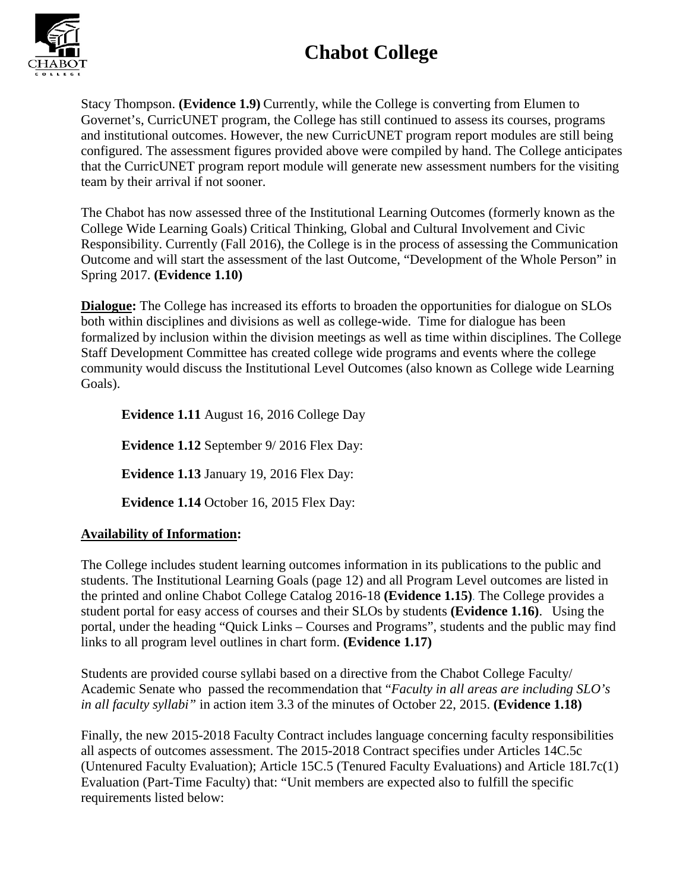Stacy Thompson. **(Evidence 1.9)** Currently, while the College is converting from Elumen to Governet's, CurricUNET program, the College has still continued to assess its courses, programs and institutional outcomes. However, the new CurricUNET program report modules are still being configured. The assessment figures provided above were compiled by hand. The College anticipates that the CurricUNET program report module will generate new assessment numbers for the visiting team by their arrival if not sooner.

The Chabot has now assessed three of the Institutional Learning Outcomes (formerly known as the College Wide Learning Goals) Critical Thinking, Global and Cultural Involvement and Civic Responsibility. Currently (Fall 2016), the College is in the process of assessing the Communication Outcome and will start the assessment of the last Outcome, "Development of the Whole Person" in Spring 2017. **(Evidence 1.10)**

**Dialogue:** The College has increased its efforts to broaden the opportunities for dialogue on SLOs both within disciplines and divisions as well as college-wide. Time for dialogue has been formalized by inclusion within the division meetings as well as time within disciplines. The College Staff Development Committee has created college wide programs and events where the college community would discuss the Institutional Level Outcomes (also known as College wide Learning Goals).

**Evidence 1.11** August 16, 2016 College Day

**Evidence 1.12** September 9/ 2016 Flex Day:

**Evidence 1.13** January 19, 2016 Flex Day:

**Evidence 1.14** October 16, 2015 Flex Day:

**Availability of Information:**

The College includes student learning outcomes information in its publications to the public and students. The Institutional Learning Goals (page 12) and all Program Level outcomes are listed in the printed and online Chabot College Catalog 2016-18 **(Evidence 1.15)**. The College provides a student portal for easy access of courses and their SLOs by students **(Evidence 1.16)**. Using the portal, under the heading "Quick Links – Courses and Programs", students and the public may find links to all program level outlines in chart form. **(Evidence 1.17)**

Students are provided course syllabi based on a directive from the Chabot College Faculty/ Academic Senate who passed the recommendation that "*Faculty in all areas are including SLO's in all faculty syllabi"* in action item 3.3 of the minutes of October 22, 2015. **(Evidence 1.18)**

Finally, the new 2015-2018 Faculty Contract includes language concerning faculty responsibilities all aspects of outcomes assessment. The 2015-2018 Contract specifies under Articles 14C.5c (Untenured Faculty Evaluation); Article 15C.5 (Tenured Faculty Evaluations) and Article 18I.7c(1) Evaluation (Part-Time Faculty) that: "Unit members are expected also to fulfill the specific requirements listed below: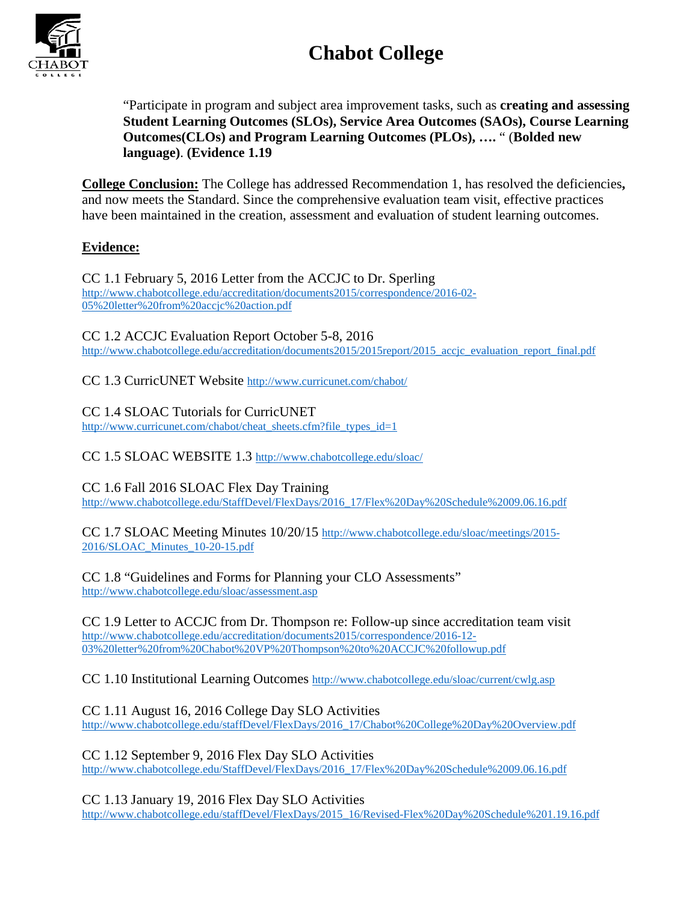“Participate in program and subject area improvement tasks, such as **creating and assessing Student Learning Outcomes (SLOs), Service Area Outcomes (SAOs), Course Learning Outcomes(CLOs) and Program Learning Outcomes (PLOs), ….** “ (**Bolded new language**). **(Evidence 1.19**

**College Conclusion:** The College has addressed Recommendation 1, has resolved the deficiencies**,** and now meets the Standard. Since the comprehensive evaluation team visit, effective practices have been maintained in the creation, assessment and evaluation of student learning outcomes.

**Evidence:**

CC 1.1 February 5, 2016 Letter from the ACCJC to Dr. Sperling
http://www.chabotcollege.edu/accreditation/documents2015/correspondence/2016-02-05%20letter%20from%20accjc%20action.pdf

CC 1.2 ACCJC Evaluation Report October 5-8, 2016
http://www.chabotcollege.edu/accreditation/documents2015/2015report/2015_accjc_evaluation_report_final.pdf

CC 1.3 CurricUNET Website http://www.curricunet.com/chabot/

CC 1.4 SLOAC Tutorials for CurricUNET
http://www.curricunet.com/chabot/cheat_sheets.cfm?file_types_id=1

CC 1.5 SLOAC WEBSITE 1.3 http://www.chabotcollege.edu/sloac/

CC 1.6 Fall 2016 SLOAC Flex Day Training
http://www.chabotcollege.edu/StaffDevel/FlexDays/2016_17/Flex%20Day%20Schedule%2009.06.16.pdf

CC 1.7 SLOAC Meeting Minutes 10/20/15 http://www.chabotcollege.edu/sloac/meetings/2015-2016/SLOAC_Minutes_10-20-15.pdf

CC 1.8 “Guidelines and Forms for Planning your CLO Assessments”
http://www.chabotcollege.edu/sloac/assessment.asp

CC 1.9 Letter to ACCJC from Dr. Thompson re: Follow-up since accreditation team visit
http://www.chabotcollege.edu/accreditation/documents2015/correspondence/2016-12-03%20letter%20from%20Chabot%20VP%20Thompson%20to%20ACCJC%20followup.pdf

CC 1.10 Institutional Learning Outcomes http://www.chabotcollege.edu/sloac/current/cwlg.asp

CC 1.11 August 16, 2016 College Day SLO Activities
http://www.chabotcollege.edu/staffDevel/FlexDays/2016_17/Chabot%20College%20Day%20Overview.pdf

CC 1.12 September 9, 2016 Flex Day SLO Activities
http://www.chabotcollege.edu/StaffDevel/FlexDays/2016_17/Flex%20Day%20Schedule%2009.06.16.pdf

CC 1.13 January 19, 2016 Flex Day SLO Activities
http://www.chabotcollege.edu/staffDevel/FlexDays/2015_16/Revised-Flex%20Day%20Schedule%201.19.16.pdf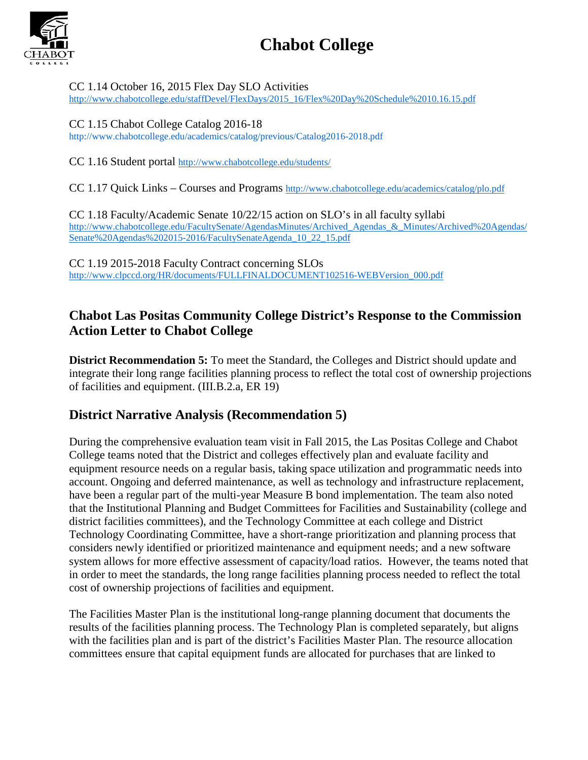CC 1.14 October 16, 2015 Flex Day SLO Activities
http://www.chabotcollege.edu/staffDevel/FlexDays/2015_16/Flex%20Day%20Schedule%2010.16.15.pdf

CC 1.15 Chabot College Catalog 2016-18
http://www.chabotcollege.edu/academics/catalog/previous/Catalog2016-2018.pdf

CC 1.16 Student portal http://www.chabotcollege.edu/students/

CC 1.17 Quick Links – Courses and Programs http://www.chabotcollege.edu/academics/catalog/plo.pdf

CC 1.18 Faculty/Academic Senate 10/22/15 action on SLO's in all faculty syllabi
http://www.chabotcollege.edu/FacultySenate/AgendasMinutes/Archived_Agendas_&_Minutes/Archived%20Agendas/Senate%20Agendas%202015-2016/FacultySenateAgenda_10_22_15.pdf

CC 1.19 2015-2018 Faculty Contract concerning SLOs
http://www.clpccd.org/HR/documents/FULLFINALDOCUMENT102516-WEBVersion_000.pdf

## Chabot Las Positas Community College District's Response to the Commission Action Letter to Chabot College

**District Recommendation 5:** To meet the Standard, the Colleges and District should update and integrate their long range facilities planning process to reflect the total cost of ownership projections of facilities and equipment. (III.B.2.a, ER 19)

## District Narrative Analysis (Recommendation 5)

During the comprehensive evaluation team visit in Fall 2015, the Las Positas College and Chabot College teams noted that the District and colleges effectively plan and evaluate facility and equipment resource needs on a regular basis, taking space utilization and programmatic needs into account. Ongoing and deferred maintenance, as well as technology and infrastructure replacement, have been a regular part of the multi-year Measure B bond implementation. The team also noted that the Institutional Planning and Budget Committees for Facilities and Sustainability (college and district facilities committees), and the Technology Committee at each college and District Technology Coordinating Committee, have a short-range prioritization and planning process that considers newly identified or prioritized maintenance and equipment needs; and a new software system allows for more effective assessment of capacity/load ratios. However, the teams noted that in order to meet the standards, the long range facilities planning process needed to reflect the total cost of ownership projections of facilities and equipment.

The Facilities Master Plan is the institutional long-range planning document that documents the results of the facilities planning process. The Technology Plan is completed separately, but aligns with the facilities plan and is part of the district's Facilities Master Plan. The resource allocation committees ensure that capital equipment funds are allocated for purchases that are linked to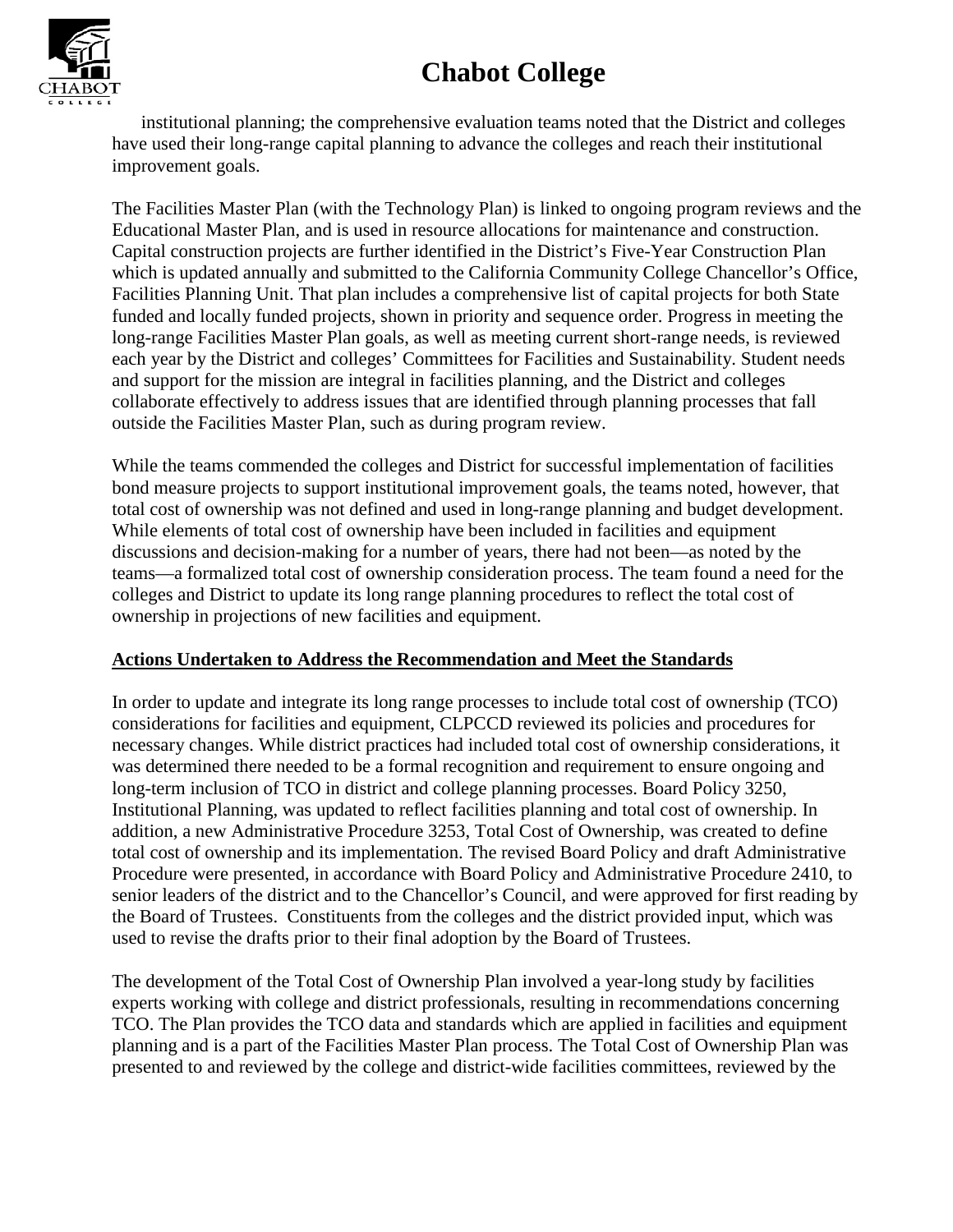institutional planning; the comprehensive evaluation teams noted that the District and colleges have used their long-range capital planning to advance the colleges and reach their institutional improvement goals.

The Facilities Master Plan (with the Technology Plan) is linked to ongoing program reviews and the Educational Master Plan, and is used in resource allocations for maintenance and construction. Capital construction projects are further identified in the District's Five-Year Construction Plan which is updated annually and submitted to the California Community College Chancellor's Office, Facilities Planning Unit. That plan includes a comprehensive list of capital projects for both State funded and locally funded projects, shown in priority and sequence order. Progress in meeting the long-range Facilities Master Plan goals, as well as meeting current short-range needs, is reviewed each year by the District and colleges' Committees for Facilities and Sustainability. Student needs and support for the mission are integral in facilities planning, and the District and colleges collaborate effectively to address issues that are identified through planning processes that fall outside the Facilities Master Plan, such as during program review.

While the teams commended the colleges and District for successful implementation of facilities bond measure projects to support institutional improvement goals, the teams noted, however, that total cost of ownership was not defined and used in long-range planning and budget development. While elements of total cost of ownership have been included in facilities and equipment discussions and decision-making for a number of years, there had not been—as noted by the teams—a formalized total cost of ownership consideration process. The team found a need for the colleges and District to update its long range planning procedures to reflect the total cost of ownership in projections of new facilities and equipment.

**Actions Undertaken to Address the Recommendation and Meet the Standards**

In order to update and integrate its long range processes to include total cost of ownership (TCO) considerations for facilities and equipment, CLPCCD reviewed its policies and procedures for necessary changes. While district practices had included total cost of ownership considerations, it was determined there needed to be a formal recognition and requirement to ensure ongoing and long-term inclusion of TCO in district and college planning processes. Board Policy 3250, Institutional Planning, was updated to reflect facilities planning and total cost of ownership. In addition, a new Administrative Procedure 3253, Total Cost of Ownership, was created to define total cost of ownership and its implementation. The revised Board Policy and draft Administrative Procedure were presented, in accordance with Board Policy and Administrative Procedure 2410, to senior leaders of the district and to the Chancellor's Council, and were approved for first reading by the Board of Trustees. Constituents from the colleges and the district provided input, which was used to revise the drafts prior to their final adoption by the Board of Trustees.

The development of the Total Cost of Ownership Plan involved a year-long study by facilities experts working with college and district professionals, resulting in recommendations concerning TCO. The Plan provides the TCO data and standards which are applied in facilities and equipment planning and is a part of the Facilities Master Plan process. The Total Cost of Ownership Plan was presented to and reviewed by the college and district-wide facilities committees, reviewed by the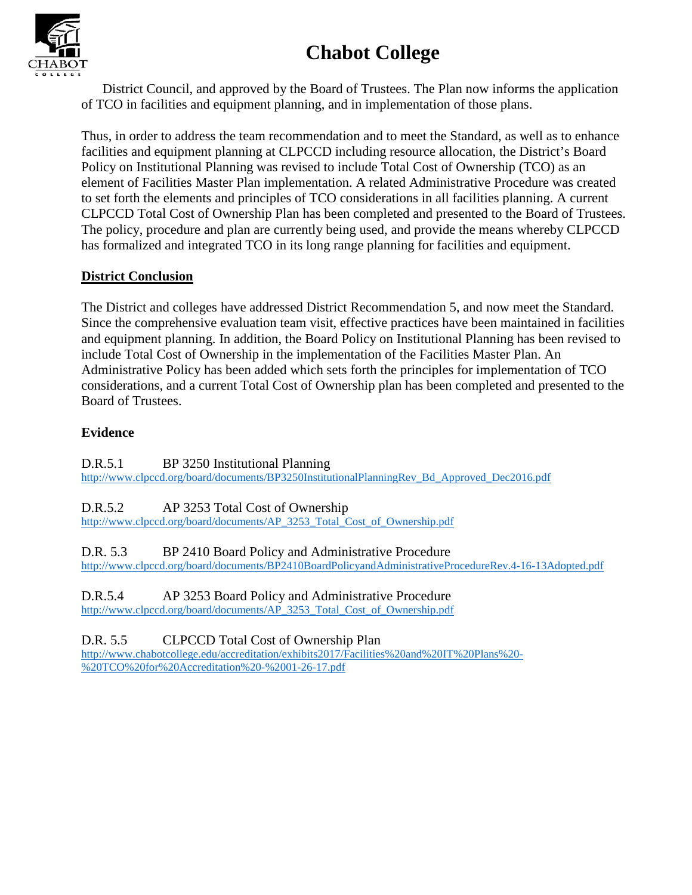District Council, and approved by the Board of Trustees. The Plan now informs the application of TCO in facilities and equipment planning, and in implementation of those plans.

Thus, in order to address the team recommendation and to meet the Standard, as well as to enhance facilities and equipment planning at CLPCCD including resource allocation, the District's Board Policy on Institutional Planning was revised to include Total Cost of Ownership (TCO) as an element of Facilities Master Plan implementation. A related Administrative Procedure was created to set forth the elements and principles of TCO considerations in all facilities planning. A current CLPCCD Total Cost of Ownership Plan has been completed and presented to the Board of Trustees. The policy, procedure and plan are currently being used, and provide the means whereby CLPCCD has formalized and integrated TCO in its long range planning for facilities and equipment.

## District Conclusion

The District and colleges have addressed District Recommendation 5, and now meet the Standard. Since the comprehensive evaluation team visit, effective practices have been maintained in facilities and equipment planning. In addition, the Board Policy on Institutional Planning has been revised to include Total Cost of Ownership in the implementation of the Facilities Master Plan. An Administrative Policy has been added which sets forth the principles for implementation of TCO considerations, and a current Total Cost of Ownership plan has been completed and presented to the Board of Trustees.

### Evidence

D.R.5.1 BP 3250 Institutional Planning
http://www.clpccd.org/board/documents/BP3250InstitutionalPlanningRev_Bd_Approved_Dec2016.pdf

D.R.5.2 AP 3253 Total Cost of Ownership
http://www.clpccd.org/board/documents/AP_3253_Total_Cost_of_Ownership.pdf

D.R. 5.3 BP 2410 Board Policy and Administrative Procedure
http://www.clpccd.org/board/documents/BP2410BoardPolicyandAdministrativeProcedureRev.4-16-13Adopted.pdf

D.R.5.4 AP 3253 Board Policy and Administrative Procedure
http://www.clpccd.org/board/documents/AP_3253_Total_Cost_of_Ownership.pdf

D.R. 5.5 CLPCCD Total Cost of Ownership Plan
http://www.chabotcollege.edu/accreditation/exhibits2017/Facilities%20and%20IT%20Plans%20-%20TCO%20for%20Accreditation%20-%2001-26-17.pdf